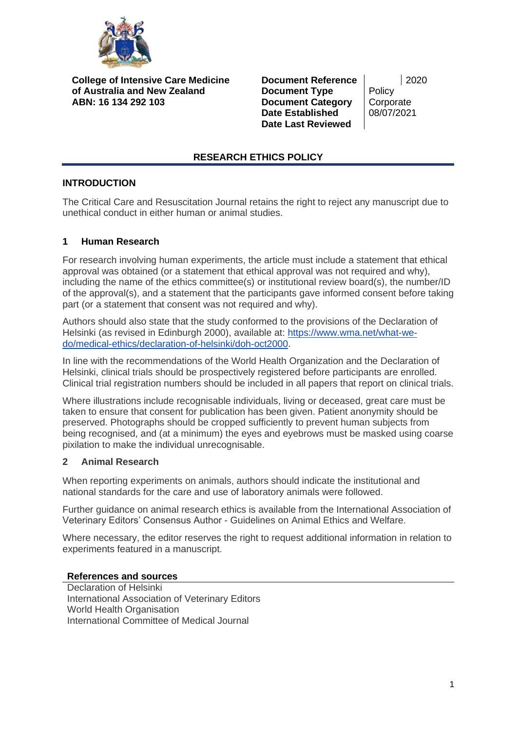**College of Intensive Care Medicine of Australia and New Zealand**
**ABN: 16 134 292 103**

| | |
|---|---|
| **Document Reference** | 2020 |
| **Document Type** | Policy |
| **Document Category** | Corporate |
| **Date Established** | 08/07/2021 |
| **Date Last Reviewed** | |

## RESEARCH ETHICS POLICY

### INTRODUCTION

The Critical Care and Resuscitation Journal retains the right to reject any manuscript due to unethical conduct in either human or animal studies.

### 1 Human Research

For research involving human experiments, the article must include a statement that ethical approval was obtained (or a statement that ethical approval was not required and why), including the name of the ethics committee(s) or institutional review board(s), the number/ID of the approval(s), and a statement that the participants gave informed consent before taking part (or a statement that consent was not required and why).

Authors should also state that the study conformed to the provisions of the Declaration of Helsinki (as revised in Edinburgh 2000), available at: [https://www.wma.net/what-we-do/medical-ethics/declaration-of-helsinki/doh-oct2000](https://www.wma.net/what-we-do/medical-ethics/declaration-of-helsinki/doh-oct2000).

In line with the recommendations of the World Health Organization and the Declaration of Helsinki, clinical trials should be prospectively registered before participants are enrolled. Clinical trial registration numbers should be included in all papers that report on clinical trials.

Where illustrations include recognisable individuals, living or deceased, great care must be taken to ensure that consent for publication has been given. Patient anonymity should be preserved. Photographs should be cropped sufficiently to prevent human subjects from being recognised, and (at a minimum) the eyes and eyebrows must be masked using coarse pixilation to make the individual unrecognisable.

### 2 Animal Research

When reporting experiments on animals, authors should indicate the institutional and national standards for the care and use of laboratory animals were followed.

Further guidance on animal research ethics is available from the International Association of Veterinary Editors' Consensus Author - Guidelines on Animal Ethics and Welfare.

Where necessary, the editor reserves the right to request additional information in relation to experiments featured in a manuscript.

#### References and sources

Declaration of Helsinki
International Association of Veterinary Editors
World Health Organisation
International Committee of Medical Journal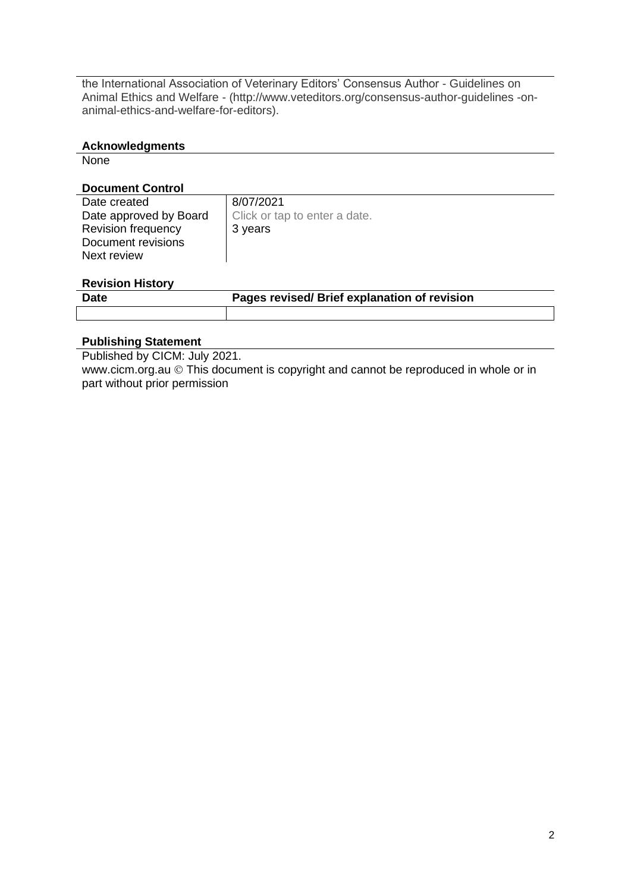the International Association of Veterinary Editors' Consensus Author - Guidelines on Animal Ethics and Welfare - (http://www.veteditors.org/consensus-author-guidelines -on-animal-ethics-and-welfare-for-editors).

### Acknowledgments

None

### Document Control

| | |
|---|---|
| Date created | 8/07/2021 |
| Date approved by Board | Click or tap to enter a date. |
| Revision frequency | 3 years |
| Document revisions | |
| Next review | |

### Revision History

| Date | Pages revised/ Brief explanation of revision |
|---|---|
| | |

### Publishing Statement

Published by CICM: July 2021.

www.cicm.org.au © This document is copyright and cannot be reproduced in whole or in part without prior permission